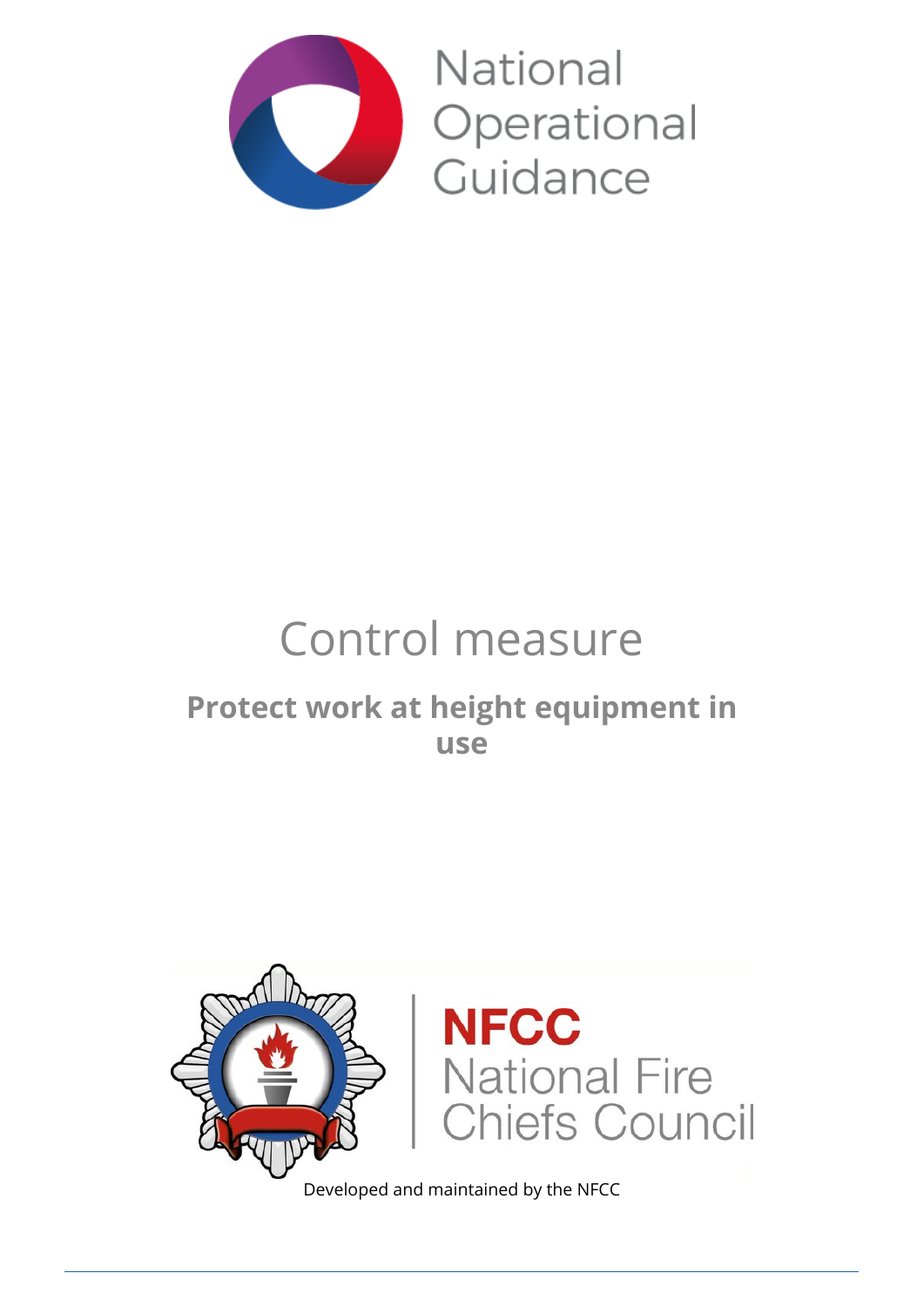National Operational Guidance

# Control measure

## Protect work at height equipment in use

NFCC National Fire Chiefs Council

Developed and maintained by the NFCC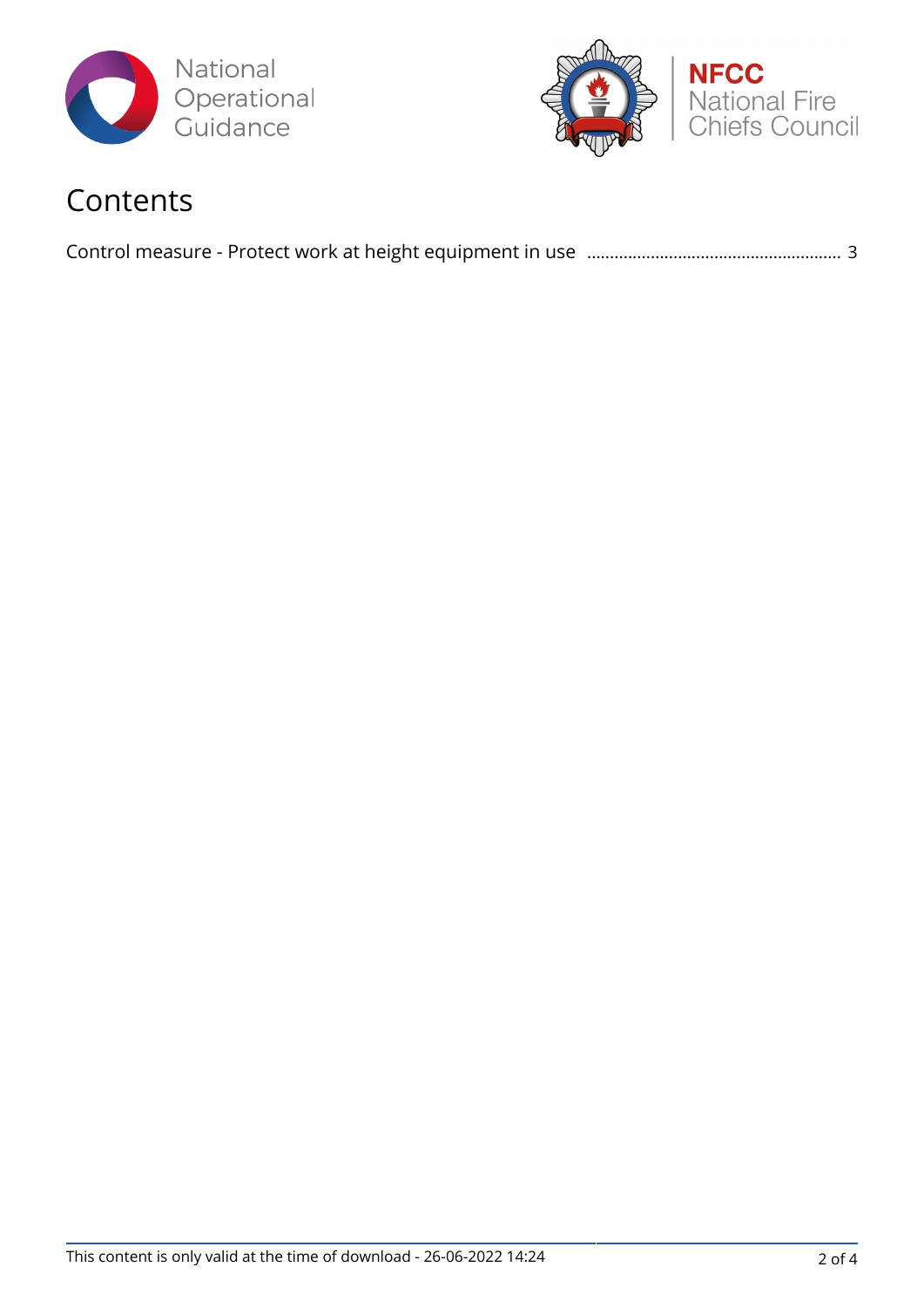# Contents

Control measure - Protect work at height equipment in use ........................................................ 3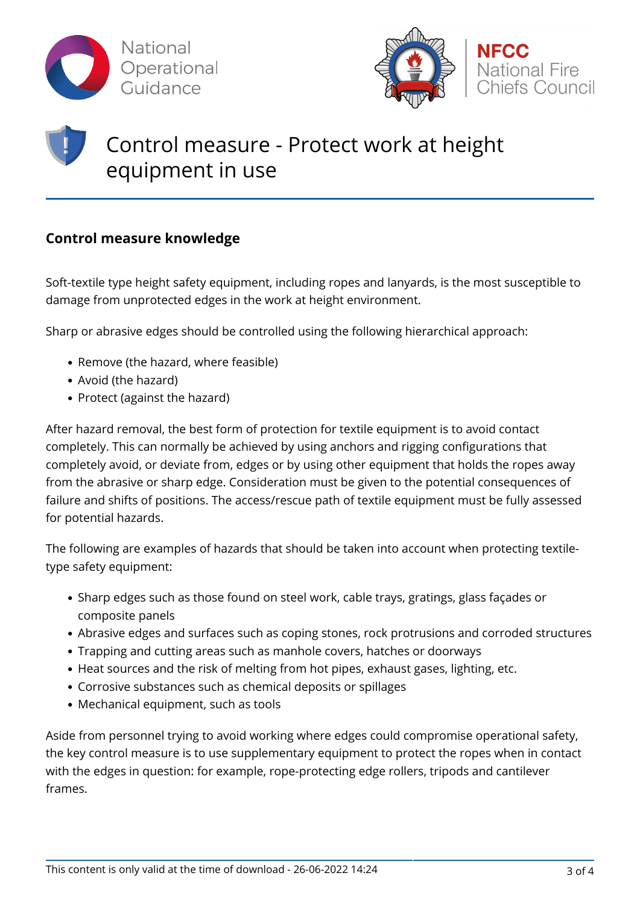# Control measure - Protect work at height equipment in use

## Control measure knowledge

Soft-textile type height safety equipment, including ropes and lanyards, is the most susceptible to damage from unprotected edges in the work at height environment.

Sharp or abrasive edges should be controlled using the following hierarchical approach:

- Remove (the hazard, where feasible)
- Avoid (the hazard)
- Protect (against the hazard)

After hazard removal, the best form of protection for textile equipment is to avoid contact completely. This can normally be achieved by using anchors and rigging configurations that completely avoid, or deviate from, edges or by using other equipment that holds the ropes away from the abrasive or sharp edge. Consideration must be given to the potential consequences of failure and shifts of positions. The access/rescue path of textile equipment must be fully assessed for potential hazards.

The following are examples of hazards that should be taken into account when protecting textile-type safety equipment:

- Sharp edges such as those found on steel work, cable trays, gratings, glass façades or composite panels
- Abrasive edges and surfaces such as coping stones, rock protrusions and corroded structures
- Trapping and cutting areas such as manhole covers, hatches or doorways
- Heat sources and the risk of melting from hot pipes, exhaust gases, lighting, etc.
- Corrosive substances such as chemical deposits or spillages
- Mechanical equipment, such as tools

Aside from personnel trying to avoid working where edges could compromise operational safety, the key control measure is to use supplementary equipment to protect the ropes when in contact with the edges in question: for example, rope-protecting edge rollers, tripods and cantilever frames.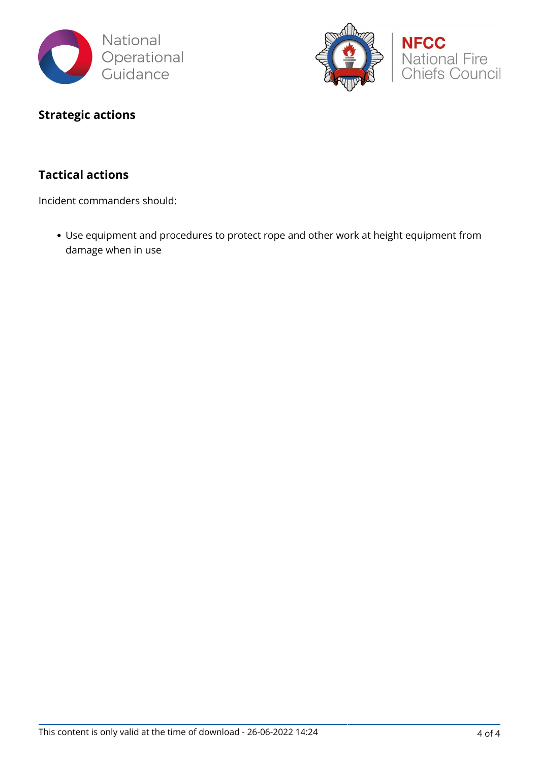## Strategic actions

## Tactical actions

Incident commanders should:

- Use equipment and procedures to protect rope and other work at height equipment from damage when in use